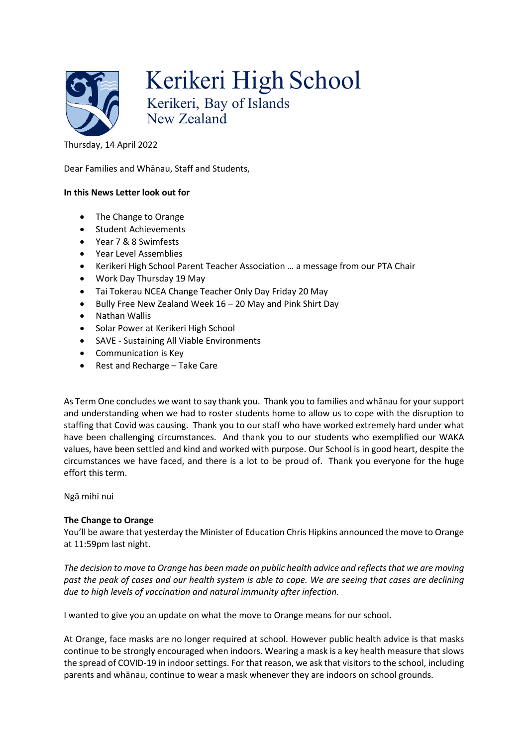# Kerikeri High School

Kerikeri, Bay of Islands
New Zealand

Thursday, 14 April 2022

Dear Families and Whānau, Staff and Students,

**In this News Letter look out for**

- The Change to Orange
- Student Achievements
- Year 7 & 8 Swimfests
- Year Level Assemblies
- Kerikeri High School Parent Teacher Association … a message from our PTA Chair
- Work Day Thursday 19 May
- Tai Tokerau NCEA Change Teacher Only Day Friday 20 May
- Bully Free New Zealand Week 16 – 20 May and Pink Shirt Day
- Nathan Wallis
- Solar Power at Kerikeri High School
- SAVE - Sustaining All Viable Environments
- Communication is Key
- Rest and Recharge – Take Care

As Term One concludes we want to say thank you. Thank you to families and whānau for your support and understanding when we had to roster students home to allow us to cope with the disruption to staffing that Covid was causing. Thank you to our staff who have worked extremely hard under what have been challenging circumstances. And thank you to our students who exemplified our WAKA values, have been settled and kind and worked with purpose. Our School is in good heart, despite the circumstances we have faced, and there is a lot to be proud of. Thank you everyone for the huge effort this term.

Ngā mihi nui

**The Change to Orange**

You'll be aware that yesterday the Minister of Education Chris Hipkins announced the move to Orange at 11:59pm last night.

*The decision to move to Orange has been made on public health advice and reflects that we are moving past the peak of cases and our health system is able to cope. We are seeing that cases are declining due to high levels of vaccination and natural immunity after infection.*

I wanted to give you an update on what the move to Orange means for our school.

At Orange, face masks are no longer required at school. However public health advice is that masks continue to be strongly encouraged when indoors. Wearing a mask is a key health measure that slows the spread of COVID-19 in indoor settings. For that reason, we ask that visitors to the school, including parents and whānau, continue to wear a mask whenever they are indoors on school grounds.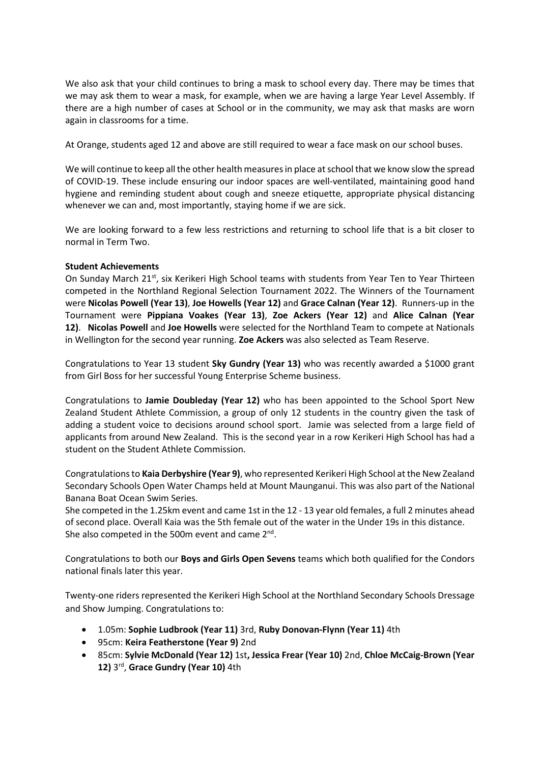We also ask that your child continues to bring a mask to school every day. There may be times that we may ask them to wear a mask, for example, when we are having a large Year Level Assembly. If there are a high number of cases at School or in the community, we may ask that masks are worn again in classrooms for a time.

At Orange, students aged 12 and above are still required to wear a face mask on our school buses.

We will continue to keep all the other health measures in place at school that we know slow the spread of COVID-19. These include ensuring our indoor spaces are well-ventilated, maintaining good hand hygiene and reminding student about cough and sneeze etiquette, appropriate physical distancing whenever we can and, most importantly, staying home if we are sick.

We are looking forward to a few less restrictions and returning to school life that is a bit closer to normal in Term Two.

**Student Achievements**

On Sunday March 21st, six Kerikeri High School teams with students from Year Ten to Year Thirteen competed in the Northland Regional Selection Tournament 2022. The Winners of the Tournament were **Nicolas Powell (Year 13)**, **Joe Howells (Year 12)** and **Grace Calnan (Year 12)**. Runners-up in the Tournament were **Pippiana Voakes (Year 13)**, **Zoe Ackers (Year 12)** and **Alice Calnan (Year 12)**. **Nicolas Powell** and **Joe Howells** were selected for the Northland Team to compete at Nationals in Wellington for the second year running. **Zoe Ackers** was also selected as Team Reserve.

Congratulations to Year 13 student **Sky Gundry (Year 13)** who was recently awarded a $1000 grant from Girl Boss for her successful Young Enterprise Scheme business.

Congratulations to **Jamie Doubleday (Year 12)** who has been appointed to the School Sport New Zealand Student Athlete Commission, a group of only 12 students in the country given the task of adding a student voice to decisions around school sport. Jamie was selected from a large field of applicants from around New Zealand. This is the second year in a row Kerikeri High School has had a student on the Student Athlete Commission.

Congratulations to **Kaia Derbyshire (Year 9)**, who represented Kerikeri High School at the New Zealand Secondary Schools Open Water Champs held at Mount Maunganui. This was also part of the National Banana Boat Ocean Swim Series.
She competed in the 1.25km event and came 1st in the 12 - 13 year old females, a full 2 minutes ahead of second place. Overall Kaia was the 5th female out of the water in the Under 19s in this distance. She also competed in the 500m event and came 2nd.

Congratulations to both our **Boys and Girls Open Sevens** teams which both qualified for the Condors national finals later this year.

Twenty-one riders represented the Kerikeri High School at the Northland Secondary Schools Dressage and Show Jumping. Congratulations to:

- 1.05m: **Sophie Ludbrook (Year 11)** 3rd, **Ruby Donovan-Flynn (Year 11)** 4th
- 95cm: **Keira Featherstone (Year 9)** 2nd
- 85cm: **Sylvie McDonald (Year 12)** 1st**, Jessica Frear (Year 10)** 2nd, **Chloe McCaig-Brown (Year 12)** 3rd, **Grace Gundry (Year 10)** 4th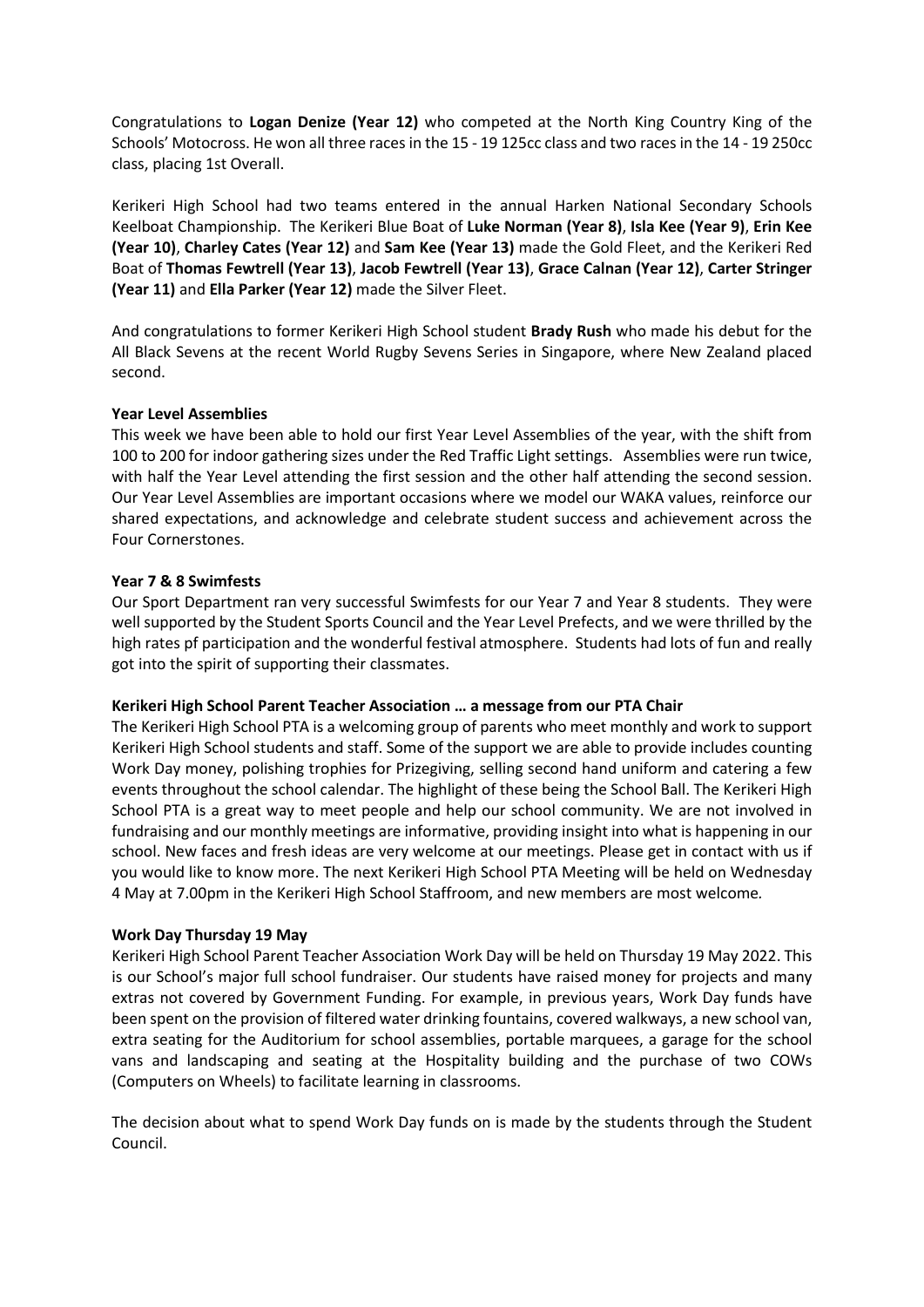Congratulations to **Logan Denize (Year 12)** who competed at the North King Country King of the Schools' Motocross. He won all three races in the 15 - 19 125cc class and two races in the 14 - 19 250cc class, placing 1st Overall.

Kerikeri High School had two teams entered in the annual Harken National Secondary Schools Keelboat Championship. The Kerikeri Blue Boat of **Luke Norman (Year 8)**, **Isla Kee (Year 9)**, **Erin Kee (Year 10)**, **Charley Cates (Year 12)** and **Sam Kee (Year 13)** made the Gold Fleet, and the Kerikeri Red Boat of **Thomas Fewtrell (Year 13)**, **Jacob Fewtrell (Year 13)**, **Grace Calnan (Year 12)**, **Carter Stringer (Year 11)** and **Ella Parker (Year 12)** made the Silver Fleet.

And congratulations to former Kerikeri High School student **Brady Rush** who made his debut for the All Black Sevens at the recent World Rugby Sevens Series in Singapore, where New Zealand placed second.

**Year Level Assemblies**

This week we have been able to hold our first Year Level Assemblies of the year, with the shift from 100 to 200 for indoor gathering sizes under the Red Traffic Light settings. Assemblies were run twice, with half the Year Level attending the first session and the other half attending the second session. Our Year Level Assemblies are important occasions where we model our WAKA values, reinforce our shared expectations, and acknowledge and celebrate student success and achievement across the Four Cornerstones.

**Year 7 & 8 Swimfests**

Our Sport Department ran very successful Swimfests for our Year 7 and Year 8 students. They were well supported by the Student Sports Council and the Year Level Prefects, and we were thrilled by the high rates pf participation and the wonderful festival atmosphere. Students had lots of fun and really got into the spirit of supporting their classmates.

**Kerikeri High School Parent Teacher Association … a message from our PTA Chair**

The Kerikeri High School PTA is a welcoming group of parents who meet monthly and work to support Kerikeri High School students and staff. Some of the support we are able to provide includes counting Work Day money, polishing trophies for Prizegiving, selling second hand uniform and catering a few events throughout the school calendar. The highlight of these being the School Ball. The Kerikeri High School PTA is a great way to meet people and help our school community. We are not involved in fundraising and our monthly meetings are informative, providing insight into what is happening in our school. New faces and fresh ideas are very welcome at our meetings. Please get in contact with us if you would like to know more. The next Kerikeri High School PTA Meeting will be held on Wednesday 4 May at 7.00pm in the Kerikeri High School Staffroom, and new members are most welcome*.*

**Work Day Thursday 19 May**

Kerikeri High School Parent Teacher Association Work Day will be held on Thursday 19 May 2022. This is our School's major full school fundraiser. Our students have raised money for projects and many extras not covered by Government Funding. For example, in previous years, Work Day funds have been spent on the provision of filtered water drinking fountains, covered walkways, a new school van, extra seating for the Auditorium for school assemblies, portable marquees, a garage for the school vans and landscaping and seating at the Hospitality building and the purchase of two COWs (Computers on Wheels) to facilitate learning in classrooms.

The decision about what to spend Work Day funds on is made by the students through the Student Council.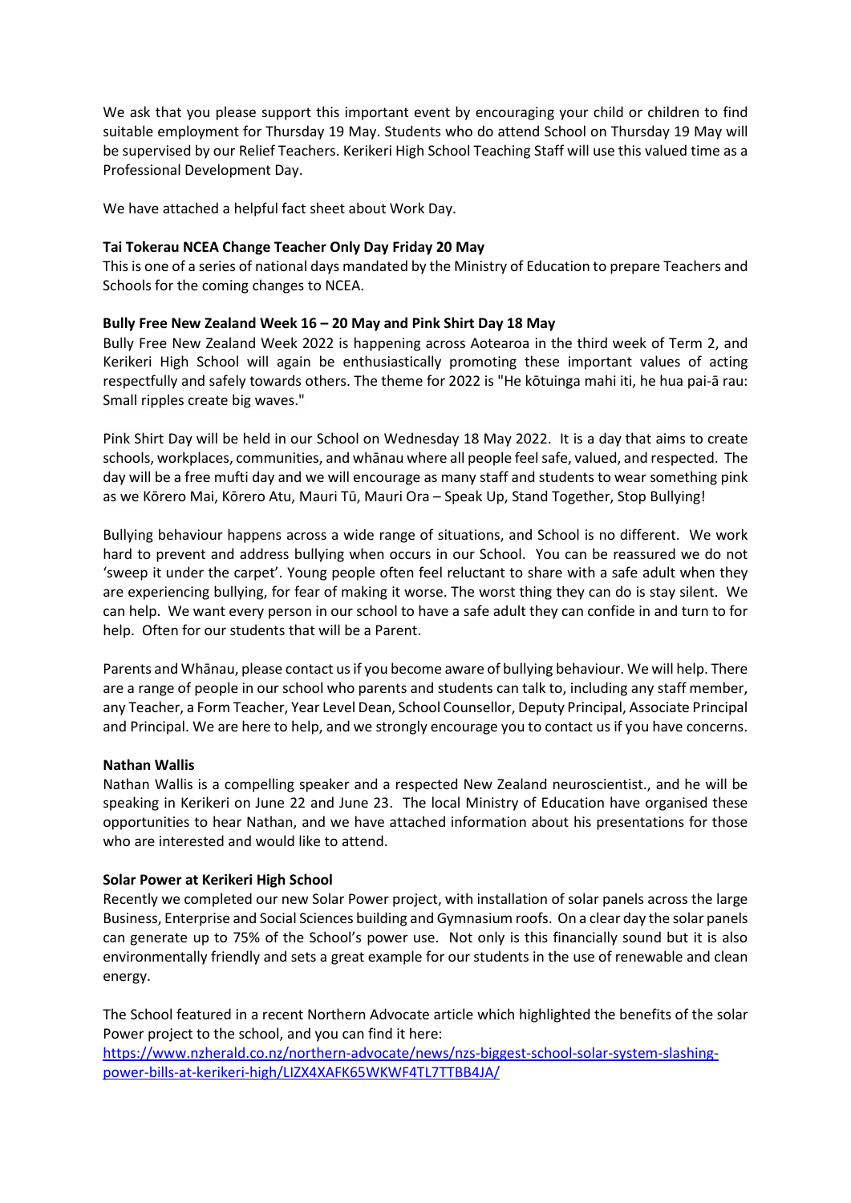We ask that you please support this important event by encouraging your child or children to find suitable employment for Thursday 19 May. Students who do attend School on Thursday 19 May will be supervised by our Relief Teachers. Kerikeri High School Teaching Staff will use this valued time as a Professional Development Day.

We have attached a helpful fact sheet about Work Day.

**Tai Tokerau NCEA Change Teacher Only Day Friday 20 May**
This is one of a series of national days mandated by the Ministry of Education to prepare Teachers and Schools for the coming changes to NCEA.

**Bully Free New Zealand Week 16 – 20 May and Pink Shirt Day 18 May**
Bully Free New Zealand Week 2022 is happening across Aotearoa in the third week of Term 2, and Kerikeri High School will again be enthusiastically promoting these important values of acting respectfully and safely towards others. The theme for 2022 is "He kōtuinga mahi iti, he hua pai-ā rau: Small ripples create big waves."

Pink Shirt Day will be held in our School on Wednesday 18 May 2022. It is a day that aims to create schools, workplaces, communities, and whānau where all people feel safe, valued, and respected. The day will be a free mufti day and we will encourage as many staff and students to wear something pink as we Kōrero Mai, Kōrero Atu, Mauri Tū, Mauri Ora – Speak Up, Stand Together, Stop Bullying!

Bullying behaviour happens across a wide range of situations, and School is no different. We work hard to prevent and address bullying when occurs in our School. You can be reassured we do not 'sweep it under the carpet'. Young people often feel reluctant to share with a safe adult when they are experiencing bullying, for fear of making it worse. The worst thing they can do is stay silent. We can help. We want every person in our school to have a safe adult they can confide in and turn to for help. Often for our students that will be a Parent.

Parents and Whānau, please contact us if you become aware of bullying behaviour. We will help. There are a range of people in our school who parents and students can talk to, including any staff member, any Teacher, a Form Teacher, Year Level Dean, School Counsellor, Deputy Principal, Associate Principal and Principal. We are here to help, and we strongly encourage you to contact us if you have concerns.

**Nathan Wallis**
Nathan Wallis is a compelling speaker and a respected New Zealand neuroscientist., and he will be speaking in Kerikeri on June 22 and June 23. The local Ministry of Education have organised these opportunities to hear Nathan, and we have attached information about his presentations for those who are interested and would like to attend.

**Solar Power at Kerikeri High School**
Recently we completed our new Solar Power project, with installation of solar panels across the large Business, Enterprise and Social Sciences building and Gymnasium roofs. On a clear day the solar panels can generate up to 75% of the School's power use. Not only is this financially sound but it is also environmentally friendly and sets a great example for our students in the use of renewable and clean energy.

The School featured in a recent Northern Advocate article which highlighted the benefits of the solar Power project to the school, and you can find it here:
[https://www.nzherald.co.nz/northern-advocate/news/nzs-biggest-school-solar-system-slashing-power-bills-at-kerikeri-high/LIZX4XAFK65WKWF4TL7TTBB4JA/](https://www.nzherald.co.nz/northern-advocate/news/nzs-biggest-school-solar-system-slashing-power-bills-at-kerikeri-high/LIZX4XAFK65WKWF4TL7TTBB4JA/)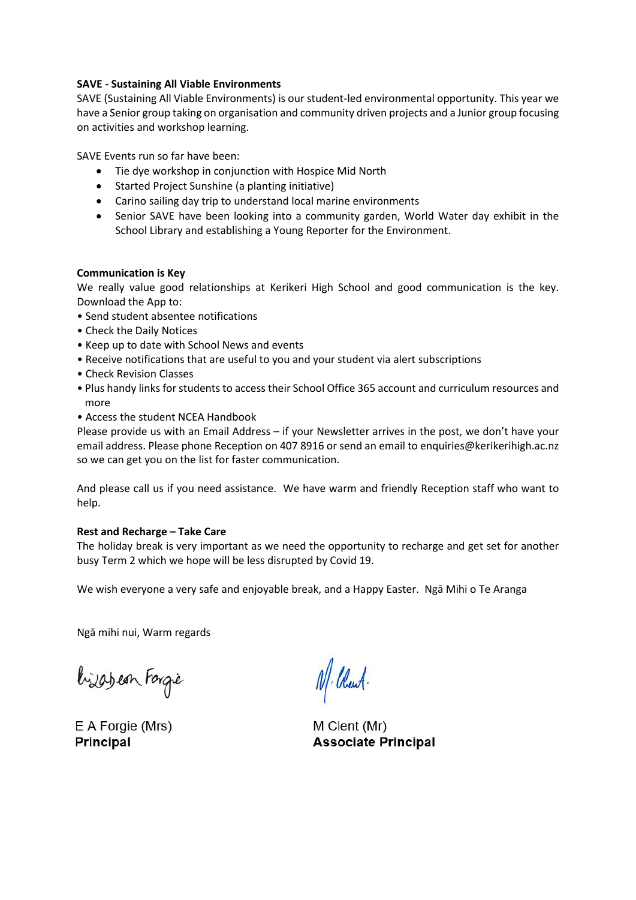**SAVE - Sustaining All Viable Environments**

SAVE (Sustaining All Viable Environments) is our student-led environmental opportunity. This year we have a Senior group taking on organisation and community driven projects and a Junior group focusing on activities and workshop learning.

SAVE Events run so far have been:

- Tie dye workshop in conjunction with Hospice Mid North
- Started Project Sunshine (a planting initiative)
- Carino sailing day trip to understand local marine environments
- Senior SAVE have been looking into a community garden, World Water day exhibit in the School Library and establishing a Young Reporter for the Environment.

**Communication is Key**

We really value good relationships at Kerikeri High School and good communication is the key. Download the App to:

- Send student absentee notifications
- Check the Daily Notices
- Keep up to date with School News and events
- Receive notifications that are useful to you and your student via alert subscriptions
- Check Revision Classes
- Plus handy links for students to access their School Office 365 account and curriculum resources and more
- Access the student NCEA Handbook

Please provide us with an Email Address – if your Newsletter arrives in the post, we don't have your email address. Please phone Reception on 407 8916 or send an email to enquiries@kerikerihigh.ac.nz so we can get you on the list for faster communication.

And please call us if you need assistance. We have warm and friendly Reception staff who want to help.

**Rest and Recharge – Take Care**

The holiday break is very important as we need the opportunity to recharge and get set for another busy Term 2 which we hope will be less disrupted by Covid 19.

We wish everyone a very safe and enjoyable break, and a Happy Easter. Ngā Mihi o Te Aranga

Ngā mihi nui, Warm regards

E A Forgie (Mrs)
**Principal**

M Clent (Mr)
**Associate Principal**